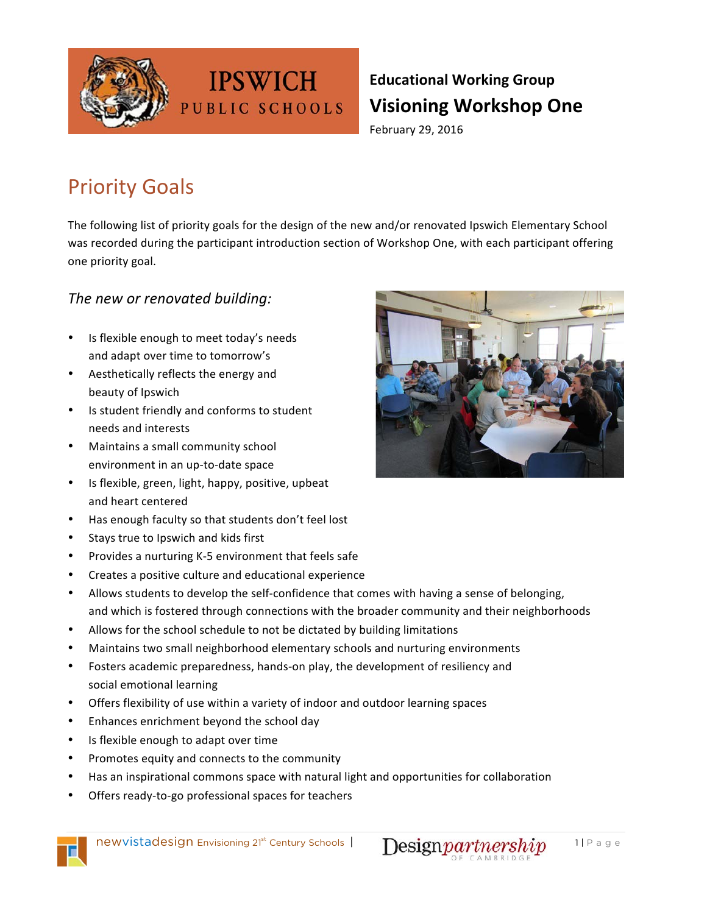IPSWICH PUBLIC SCHOOLS

**Educational Working Group**

# Visioning Workshop One

February 29, 2016

## Priority Goals

The following list of priority goals for the design of the new and/or renovated Ipswich Elementary School was recorded during the participant introduction section of Workshop One, with each participant offering one priority goal.

### *The new or renovated building:*

- Is flexible enough to meet today's needs and adapt over time to tomorrow's
- Aesthetically reflects the energy and beauty of Ipswich
- Is student friendly and conforms to student needs and interests
- Maintains a small community school environment in an up-to-date space
- Is flexible, green, light, happy, positive, upbeat and heart centered
- Has enough faculty so that students don't feel lost
- Stays true to Ipswich and kids first
- Provides a nurturing K-5 environment that feels safe
- Creates a positive culture and educational experience
- Allows students to develop the self-confidence that comes with having a sense of belonging, and which is fostered through connections with the broader community and their neighborhoods
- Allows for the school schedule to not be dictated by building limitations
- Maintains two small neighborhood elementary schools and nurturing environments
- Fosters academic preparedness, hands-on play, the development of resiliency and social emotional learning
- Offers flexibility of use within a variety of indoor and outdoor learning spaces
- Enhances enrichment beyond the school day
- Is flexible enough to adapt over time
- Promotes equity and connects to the community
- Has an inspirational commons space with natural light and opportunities for collaboration
- Offers ready-to-go professional spaces for teachers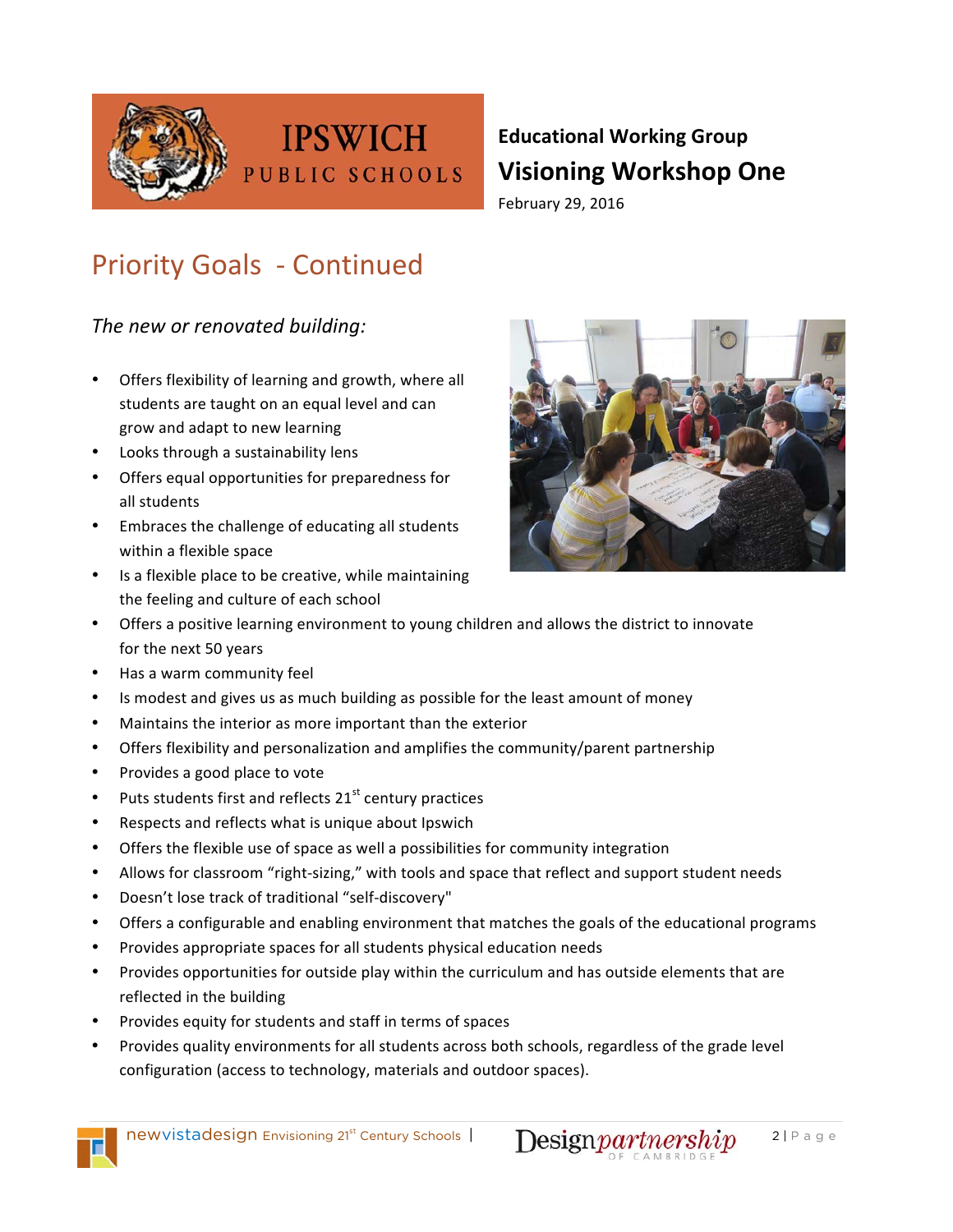**Educational Working Group**

**Visioning Workshop One**

February 29, 2016

## Priority Goals - Continued

*The new or renovated building:*

- Offers flexibility of learning and growth, where all students are taught on an equal level and can grow and adapt to new learning
- Looks through a sustainability lens
- Offers equal opportunities for preparedness for all students
- Embraces the challenge of educating all students within a flexible space
- Is a flexible place to be creative, while maintaining the feeling and culture of each school
- Offers a positive learning environment to young children and allows the district to innovate for the next 50 years
- Has a warm community feel
- Is modest and gives us as much building as possible for the least amount of money
- Maintains the interior as more important than the exterior
- Offers flexibility and personalization and amplifies the community/parent partnership
- Provides a good place to vote
- Puts students first and reflects 21st century practices
- Respects and reflects what is unique about Ipswich
- Offers the flexible use of space as well a possibilities for community integration
- Allows for classroom "right-sizing," with tools and space that reflect and support student needs
- Doesn't lose track of traditional "self-discovery"
- Offers a configurable and enabling environment that matches the goals of the educational programs
- Provides appropriate spaces for all students physical education needs
- Provides opportunities for outside play within the curriculum and has outside elements that are reflected in the building
- Provides equity for students and staff in terms of spaces
- Provides quality environments for all students across both schools, regardless of the grade level configuration (access to technology, materials and outdoor spaces).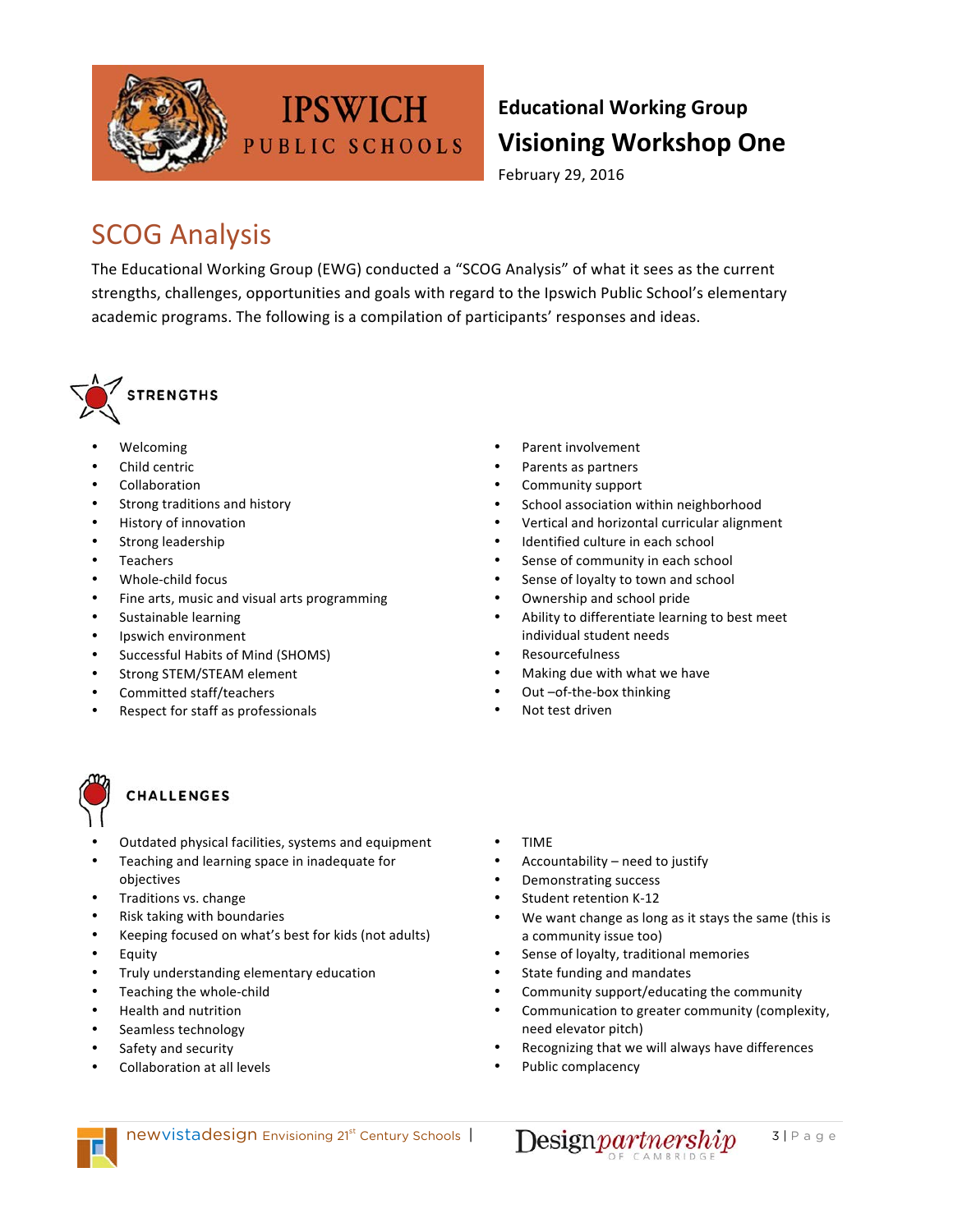**IPSWICH PUBLIC SCHOOLS**

**Educational Working Group**

## Visioning Workshop One

February 29, 2016

# SCOG Analysis

The Educational Working Group (EWG) conducted a "SCOG Analysis" of what it sees as the current strengths, challenges, opportunities and goals with regard to the Ipswich Public School's elementary academic programs. The following is a compilation of participants' responses and ideas.

## STRENGTHS

- Welcoming
- Child centric
- Collaboration
- Strong traditions and history
- History of innovation
- Strong leadership
- Teachers
- Whole-child focus
- Fine arts, music and visual arts programming
- Sustainable learning
- Ipswich environment
- Successful Habits of Mind (SHOMS)
- Strong STEM/STEAM element
- Committed staff/teachers
- Respect for staff as professionals
- Parent involvement
- Parents as partners
- Community support
- School association within neighborhood
- Vertical and horizontal curricular alignment
- Identified culture in each school
- Sense of community in each school
- Sense of loyalty to town and school
- Ownership and school pride
- Ability to differentiate learning to best meet individual student needs
- Resourcefulness
- Making due with what we have
- Out –of-the-box thinking
- Not test driven

## CHALLENGES

- Outdated physical facilities, systems and equipment
- Teaching and learning space in inadequate for objectives
- Traditions vs. change
- Risk taking with boundaries
- Keeping focused on what's best for kids (not adults)
- Equity
- Truly understanding elementary education
- Teaching the whole-child
- Health and nutrition
- Seamless technology
- Safety and security
- Collaboration at all levels
- TIME
- Accountability – need to justify
- Demonstrating success
- Student retention K-12
- We want change as long as it stays the same (this is a community issue too)
- Sense of loyalty, traditional memories
- State funding and mandates
- Community support/educating the community
- Communication to greater community (complexity, need elevator pitch)
- Recognizing that we will always have differences
- Public complacency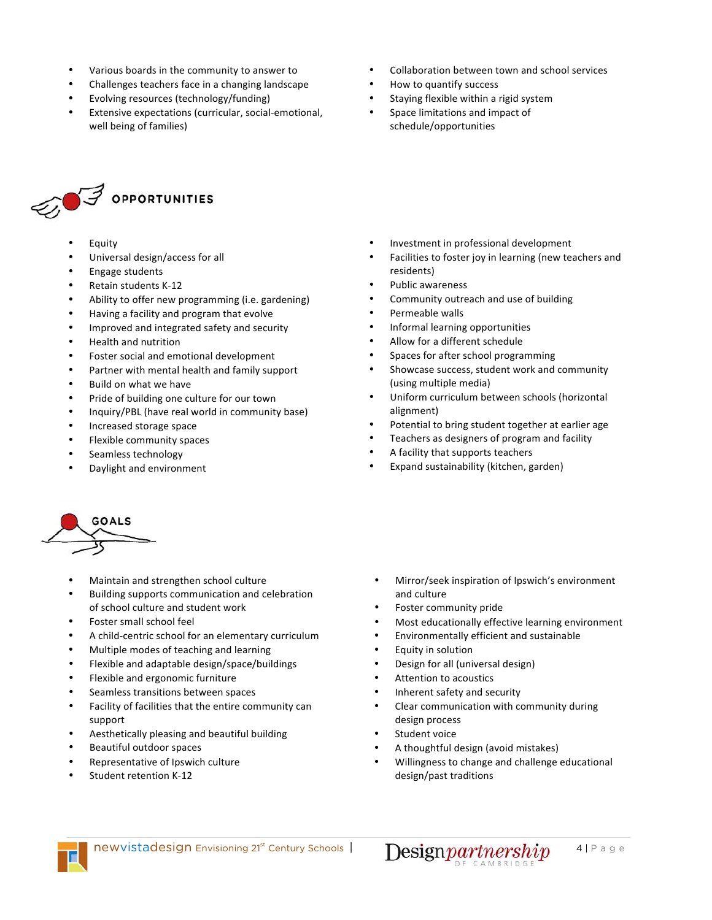- Various boards in the community to answer to
- Challenges teachers face in a changing landscape
- Evolving resources (technology/funding)
- Extensive expectations (curricular, social-emotional, well being of families)
- Collaboration between town and school services
- How to quantify success
- Staying flexible within a rigid system
- Space limitations and impact of schedule/opportunities

## OPPORTUNITIES

- Equity
- Universal design/access for all
- Engage students
- Retain students K-12
- Ability to offer new programming (i.e. gardening)
- Having a facility and program that evolve
- Improved and integrated safety and security
- Health and nutrition
- Foster social and emotional development
- Partner with mental health and family support
- Build on what we have
- Pride of building one culture for our town
- Inquiry/PBL (have real world in community base)
- Increased storage space
- Flexible community spaces
- Seamless technology
- Daylight and environment
- Investment in professional development
- Facilities to foster joy in learning (new teachers and residents)
- Public awareness
- Community outreach and use of building
- Permeable walls
- Informal learning opportunities
- Allow for a different schedule
- Spaces for after school programming
- Showcase success, student work and community (using multiple media)
- Uniform curriculum between schools (horizontal alignment)
- Potential to bring student together at earlier age
- Teachers as designers of program and facility
- A facility that supports teachers
- Expand sustainability (kitchen, garden)

## GOALS

- Maintain and strengthen school culture
- Building supports communication and celebration of school culture and student work
- Foster small school feel
- A child-centric school for an elementary curriculum
- Multiple modes of teaching and learning
- Flexible and adaptable design/space/buildings
- Flexible and ergonomic furniture
- Seamless transitions between spaces
- Facility of facilities that the entire community can support
- Aesthetically pleasing and beautiful building
- Beautiful outdoor spaces
- Representative of Ipswich culture
- Student retention K-12
- Mirror/seek inspiration of Ipswich's environment and culture
- Foster community pride
- Most educationally effective learning environment
- Environmentally efficient and sustainable
- Equity in solution
- Design for all (universal design)
- Attention to acoustics
- Inherent safety and security
- Clear communication with community during design process
- Student voice
- A thoughtful design (avoid mistakes)
- Willingness to change and challenge educational design/past traditions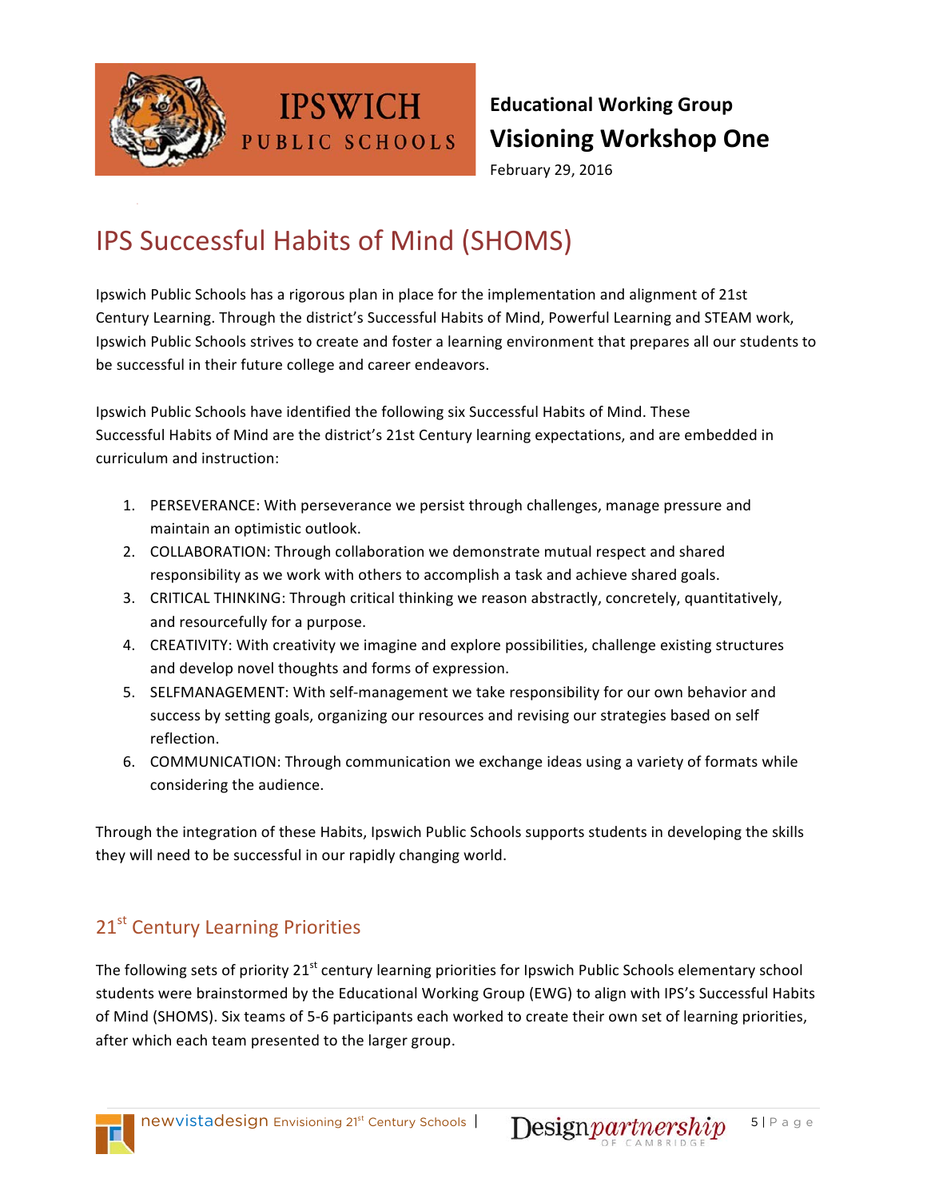# IPS Successful Habits of Mind (SHOMS)

Ipswich Public Schools has a rigorous plan in place for the implementation and alignment of 21st Century Learning. Through the district's Successful Habits of Mind, Powerful Learning and STEAM work, Ipswich Public Schools strives to create and foster a learning environment that prepares all our students to be successful in their future college and career endeavors.

Ipswich Public Schools have identified the following six Successful Habits of Mind. These Successful Habits of Mind are the district's 21st Century learning expectations, and are embedded in curriculum and instruction:

1. PERSEVERANCE: With perseverance we persist through challenges, manage pressure and maintain an optimistic outlook.
2. COLLABORATION: Through collaboration we demonstrate mutual respect and shared responsibility as we work with others to accomplish a task and achieve shared goals.
3. CRITICAL THINKING: Through critical thinking we reason abstractly, concretely, quantitatively, and resourcefully for a purpose.
4. CREATIVITY: With creativity we imagine and explore possibilities, challenge existing structures and develop novel thoughts and forms of expression.
5. SELFMANAGEMENT: With self-management we take responsibility for our own behavior and success by setting goals, organizing our resources and revising our strategies based on self reflection.
6. COMMUNICATION: Through communication we exchange ideas using a variety of formats while considering the audience.

Through the integration of these Habits, Ipswich Public Schools supports students in developing the skills they will need to be successful in our rapidly changing world.

## 21st Century Learning Priorities

The following sets of priority 21st century learning priorities for Ipswich Public Schools elementary school students were brainstormed by the Educational Working Group (EWG) to align with IPS's Successful Habits of Mind (SHOMS). Six teams of 5-6 participants each worked to create their own set of learning priorities, after which each team presented to the larger group.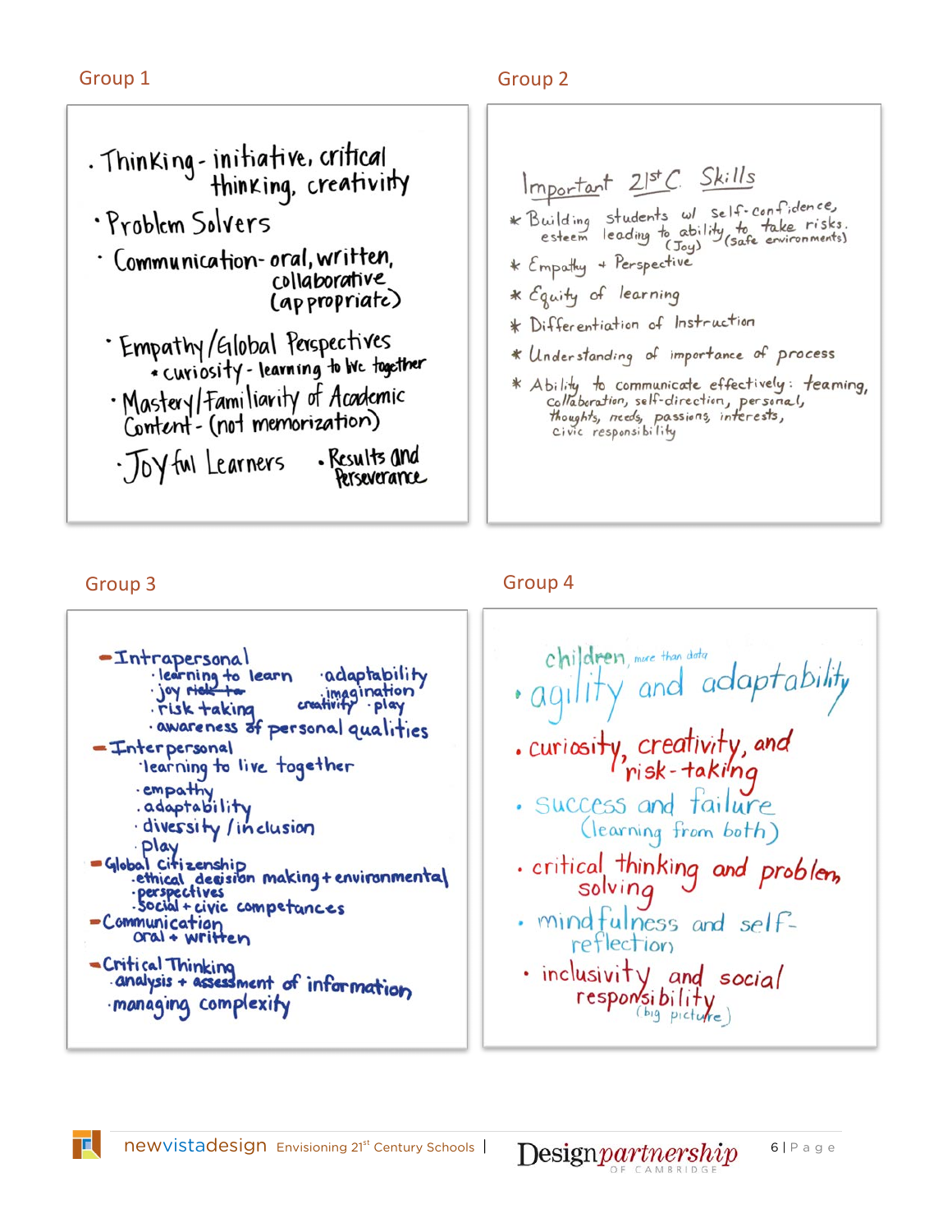## Group 1

- Thinking - initiative, critical thinking, creativity
- Problem Solvers
- Communication - oral, written, collaborative (appropriate)
- Empathy/Global Perspectives
  - curiosity - learning to live together
- Mastery/Familiarity of Academic Content - (not memorization)
- Joyful Learners
- Results and Perseverance

## Group 2

Important 21st C. Skills

- Building students w/ self-confidence, esteem leading to ability to take risks. (Joy) (safe environments)
- Empathy + Perspective
- Equity of learning
- Differentiation of Instruction
- Understanding of importance of process
- Ability to communicate effectively: teaming, collaboration, self-direction, personal, thoughts, needs, passions, interests, civic responsibility

## Group 3

- Intrapersonal
  - learning to learn
  - joy ~~risk to~~
  - risk taking
  - adaptability
  - imagination
  - creativity
  - play
  - awareness of personal qualities
- Interpersonal
  - learning to live together
  - empathy
  - adaptability
  - diversity / inclusion
  - play
- Global citizenship
  - ethical decision making + environmental
  - perspectives
  - social + civic competances
- Communication
  - oral + written
- Critical Thinking
  - analysis + assessment of information
  - managing complexity

## Group 4

children, more than data

- agility and adaptability
- curiosity, creativity, and risk-taking
- success and failure (learning from both)
- critical thinking and problem solving
- mindfulness and self-reflection
- inclusivity and social responsibility (big picture)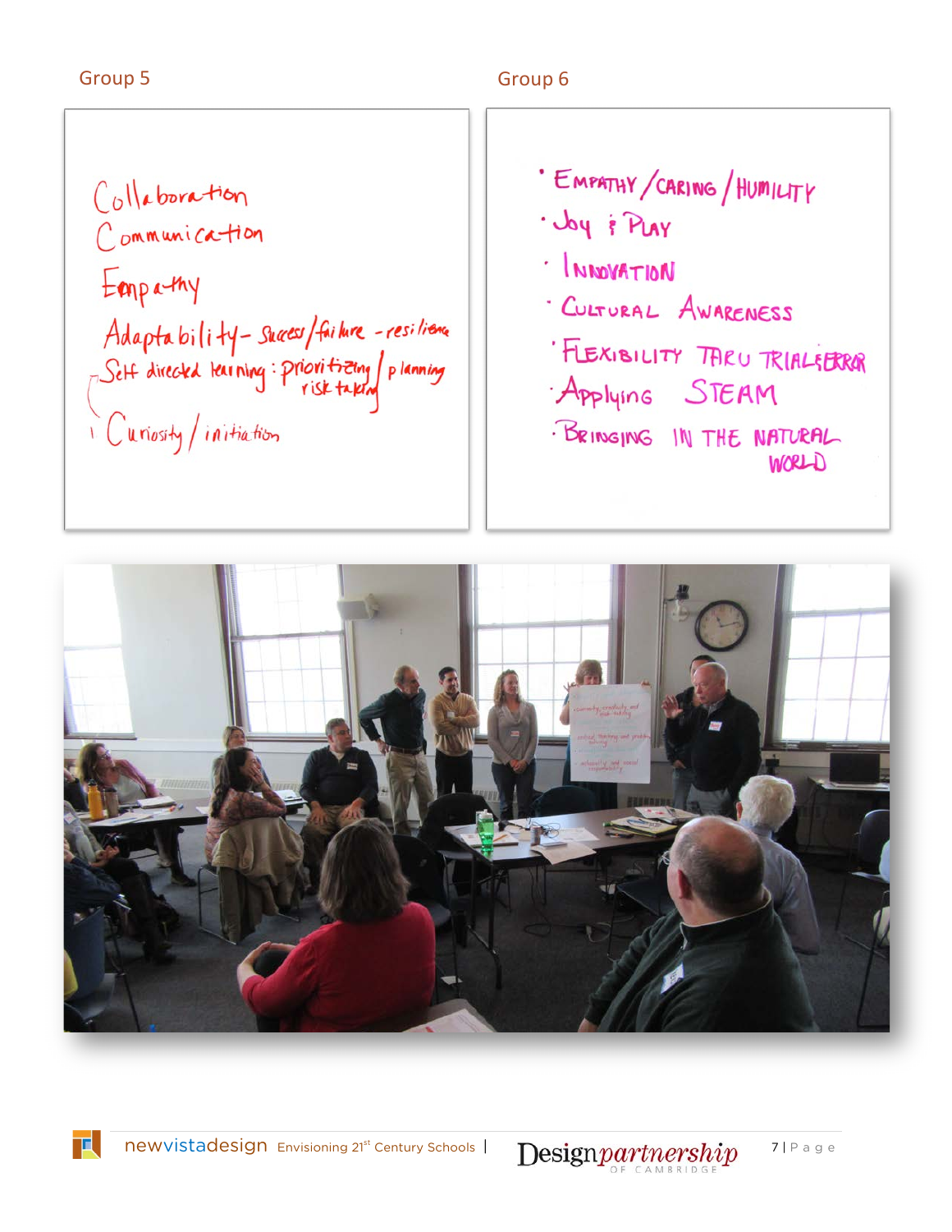Group 5

- Collaboration
- Communication
- Empathy
- Adaptability – Success/failure – resilience
- Self directed learning: prioritizing / planning risk taking
- Curiosity / initiation

Group 6

- Empathy / Caring / Humility
- Joy & Play
- Innovation
- Cultural Awareness
- Flexibility thru trial & error
- Applying STEAM
- Bringing in the natural world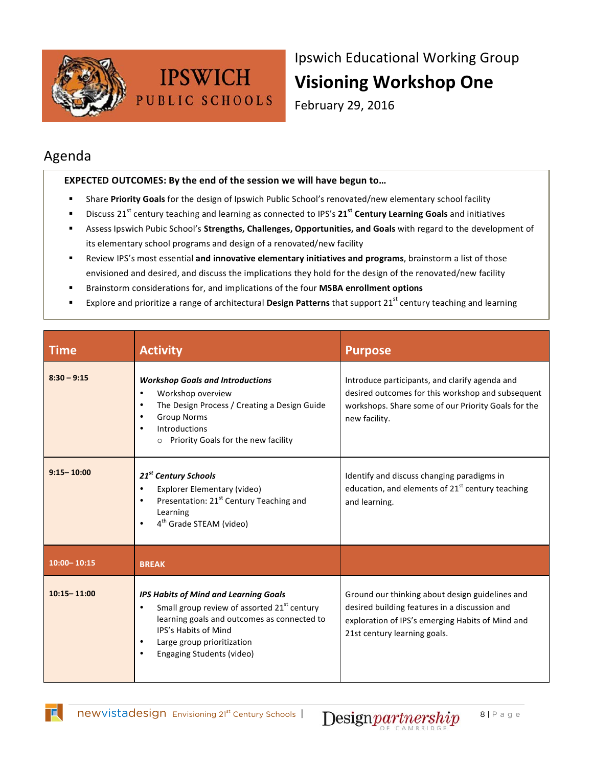IPSWICH PUBLIC SCHOOLS

Ipswich Educational Working Group

# Visioning Workshop One

February 29, 2016

## Agenda

**EXPECTED OUTCOMES: By the end of the session we will have begun to…**

- Share **Priority Goals** for the design of Ipswich Public School's renovated/new elementary school facility
- Discuss 21st century teaching and learning as connected to IPS's **21st Century Learning Goals** and initiatives
- Assess Ipswich Pubic School's **Strengths, Challenges, Opportunities, and Goals** with regard to the development of its elementary school programs and design of a renovated/new facility
- Review IPS's most essential **and innovative elementary initiatives and programs**, brainstorm a list of those envisioned and desired, and discuss the implications they hold for the design of the renovated/new facility
- Brainstorm considerations for, and implications of the four **MSBA enrollment options**
- Explore and prioritize a range of architectural **Design Patterns** that support 21st century teaching and learning

| Time | Activity | Purpose |
| --- | --- | --- |
| **8:30 – 9:15** | ***Workshop Goals and Introductions***<br>• Workshop overview<br>• The Design Process / Creating a Design Guide<br>• Group Norms<br>• Introductions<br>  ○ Priority Goals for the new facility | Introduce participants, and clarify agenda and desired outcomes for this workshop and subsequent workshops. Share some of our Priority Goals for the new facility. |
| **9:15– 10:00** | ***21st Century Schools***<br>• Explorer Elementary (video)<br>• Presentation: 21st Century Teaching and Learning<br>• 4th Grade STEAM (video) | Identify and discuss changing paradigms in education, and elements of 21st century teaching and learning. |
| **10:00– 10:15** | **BREAK** | |
| **10:15– 11:00** | ***IPS Habits of Mind and Learning Goals***<br>• Small group review of assorted 21st century learning goals and outcomes as connected to IPS's Habits of Mind<br>• Large group prioritization<br>• Engaging Students (video) | Ground our thinking about design guidelines and desired building features in a discussion and exploration of IPS's emerging Habits of Mind and 21st century learning goals. |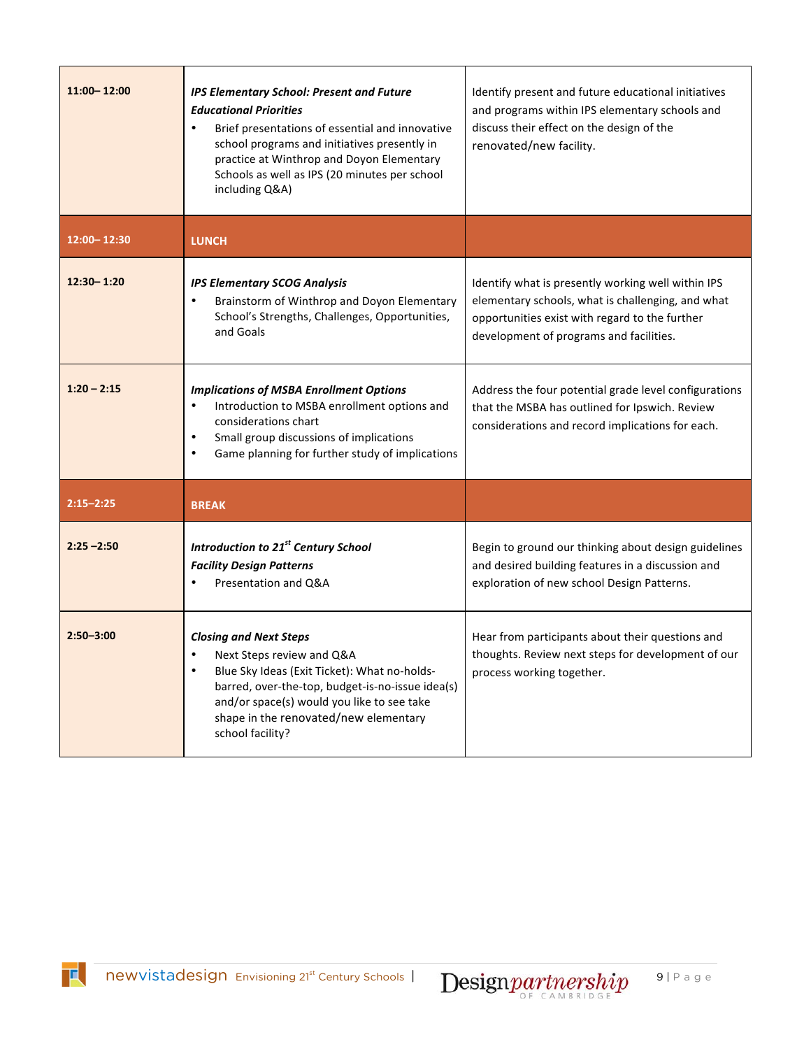| | | |
|---|---|---|
| **11:00– 12:00** | ***IPS Elementary School: Present and Future Educational Priorities***<br>• Brief presentations of essential and innovative school programs and initiatives presently in practice at Winthrop and Doyon Elementary Schools as well as IPS (20 minutes per school including Q&A) | Identify present and future educational initiatives and programs within IPS elementary schools and discuss their effect on the design of the renovated/new facility. |
| **12:00– 12:30** | **LUNCH** | |
| **12:30– 1:20** | ***IPS Elementary SCOG Analysis***<br>• Brainstorm of Winthrop and Doyon Elementary School's Strengths, Challenges, Opportunities, and Goals | Identify what is presently working well within IPS elementary schools, what is challenging, and what opportunities exist with regard to the further development of programs and facilities. |
| **1:20 – 2:15** | ***Implications of MSBA Enrollment Options***<br>• Introduction to MSBA enrollment options and considerations chart<br>• Small group discussions of implications<br>• Game planning for further study of implications | Address the four potential grade level configurations that the MSBA has outlined for Ipswich. Review considerations and record implications for each. |
| **2:15–2:25** | **BREAK** | |
| **2:25 –2:50** | ***Introduction to 21st Century School Facility Design Patterns***<br>• Presentation and Q&A | Begin to ground our thinking about design guidelines and desired building features in a discussion and exploration of new school Design Patterns. |
| **2:50–3:00** | ***Closing and Next Steps***<br>• Next Steps review and Q&A<br>• Blue Sky Ideas (Exit Ticket): What no-holds-barred, over-the-top, budget-is-no-issue idea(s) and/or space(s) would you like to see take shape in the renovated/new elementary school facility? | Hear from participants about their questions and thoughts. Review next steps for development of our process working together. |